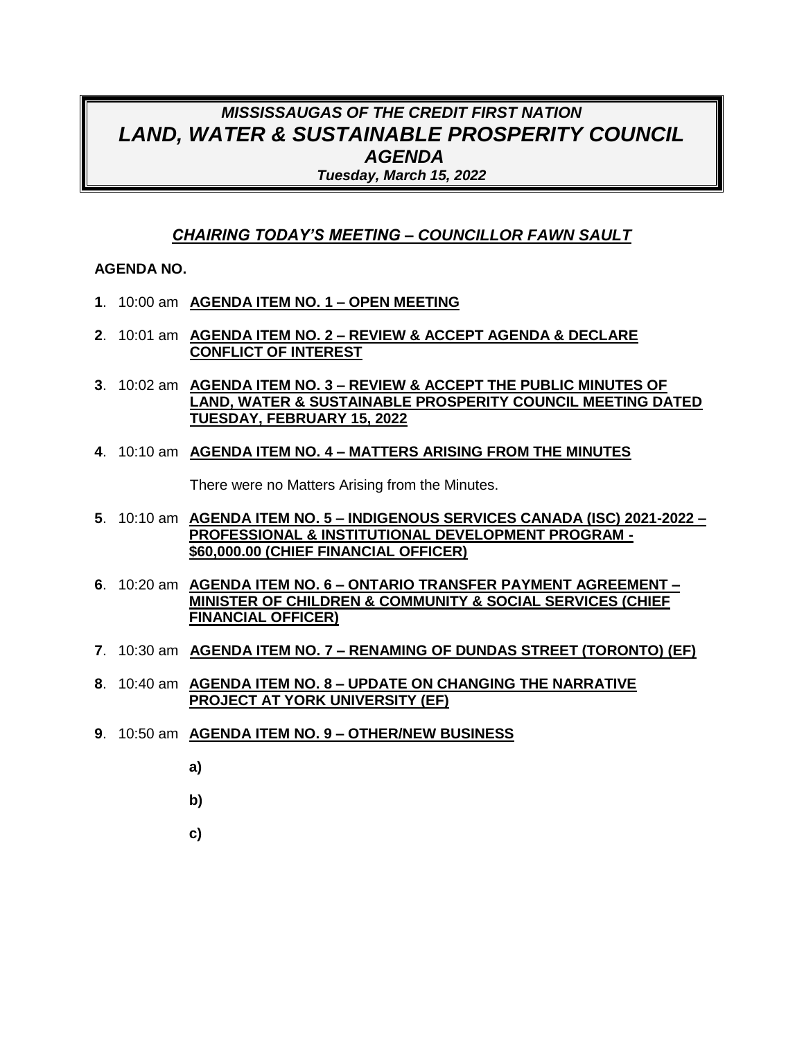# *MISSISSAUGAS OF THE CREDIT FIRST NATION*
# *LAND, WATER & SUSTAINABLE PROSPERITY COUNCIL*
## *AGENDA*
***Tuesday, March 15, 2022***

***CHAIRING TODAY'S MEETING – COUNCILLOR FAWN SAULT***

**AGENDA NO.**

**1**. 10:00 am **AGENDA ITEM NO. 1 – OPEN MEETING**

**2**. 10:01 am **AGENDA ITEM NO. 2 – REVIEW & ACCEPT AGENDA & DECLARE CONFLICT OF INTEREST**

**3**. 10:02 am **AGENDA ITEM NO. 3 – REVIEW & ACCEPT THE PUBLIC MINUTES OF LAND, WATER & SUSTAINABLE PROSPERITY COUNCIL MEETING DATED TUESDAY, FEBRUARY 15, 2022**

**4**. 10:10 am **AGENDA ITEM NO. 4 – MATTERS ARISING FROM THE MINUTES**

There were no Matters Arising from the Minutes.

**5**. 10:10 am **AGENDA ITEM NO. 5 – INDIGENOUS SERVICES CANADA (ISC) 2021-2022 – PROFESSIONAL & INSTITUTIONAL DEVELOPMENT PROGRAM - $60,000.00 (CHIEF FINANCIAL OFFICER)**

**6**. 10:20 am **AGENDA ITEM NO. 6 – ONTARIO TRANSFER PAYMENT AGREEMENT – MINISTER OF CHILDREN & COMMUNITY & SOCIAL SERVICES (CHIEF FINANCIAL OFFICER)**

**7**. 10:30 am **AGENDA ITEM NO. 7 – RENAMING OF DUNDAS STREET (TORONTO) (EF)**

**8**. 10:40 am **AGENDA ITEM NO. 8 – UPDATE ON CHANGING THE NARRATIVE PROJECT AT YORK UNIVERSITY (EF)**

**9**. 10:50 am **AGENDA ITEM NO. 9 – OTHER/NEW BUSINESS**

**a)**

**b)**

**c)**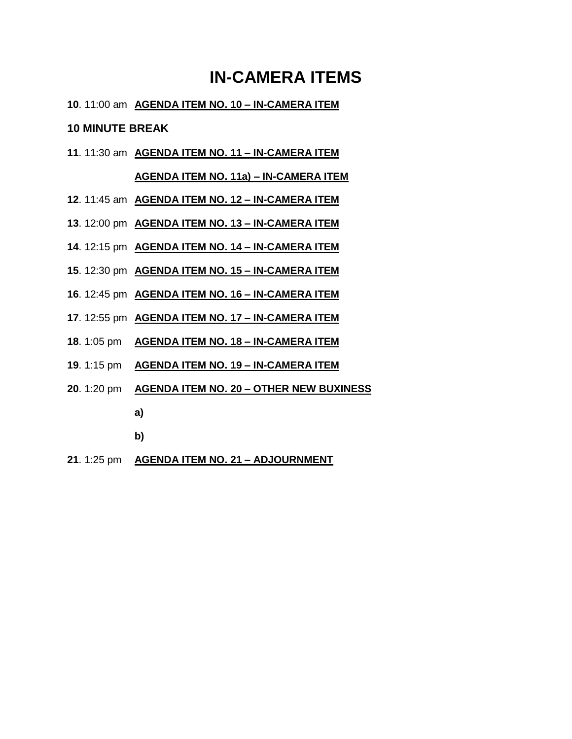# IN-CAMERA ITEMS

**10**. 11:00 am **AGENDA ITEM NO. 10 – IN-CAMERA ITEM**

**10 MINUTE BREAK**

**11**. 11:30 am **AGENDA ITEM NO. 11 – IN-CAMERA ITEM**

**AGENDA ITEM NO. 11a) – IN-CAMERA ITEM**

**12**. 11:45 am **AGENDA ITEM NO. 12 – IN-CAMERA ITEM**

**13**. 12:00 pm **AGENDA ITEM NO. 13 – IN-CAMERA ITEM**

**14**. 12:15 pm **AGENDA ITEM NO. 14 – IN-CAMERA ITEM**

**15**. 12:30 pm **AGENDA ITEM NO. 15 – IN-CAMERA ITEM**

**16**. 12:45 pm **AGENDA ITEM NO. 16 – IN-CAMERA ITEM**

**17**. 12:55 pm **AGENDA ITEM NO. 17 – IN-CAMERA ITEM**

**18**. 1:05 pm **AGENDA ITEM NO. 18 – IN-CAMERA ITEM**

**19**. 1:15 pm **AGENDA ITEM NO. 19 – IN-CAMERA ITEM**

**20**. 1:20 pm **AGENDA ITEM NO. 20 – OTHER NEW BUXINESS**

**a)**

**b)**

**21**. 1:25 pm **AGENDA ITEM NO. 21 – ADJOURNMENT**